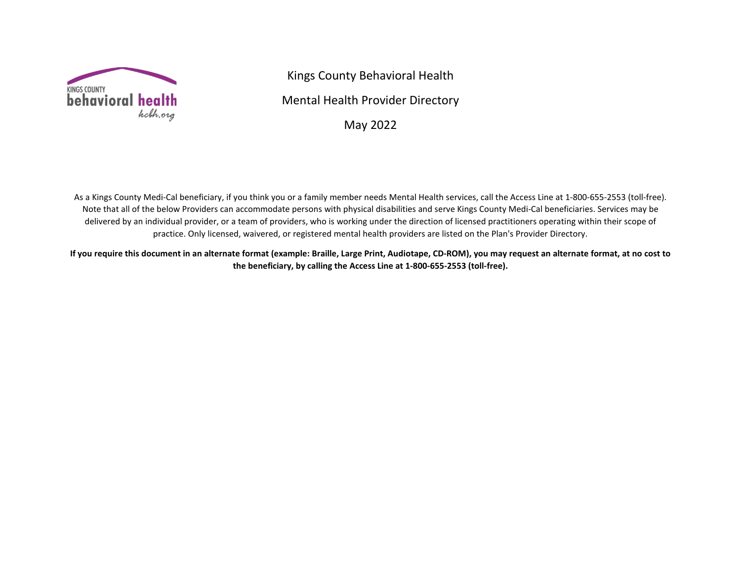# Kings County Behavioral Health

## Mental Health Provider Directory

## May 2022

As a Kings County Medi-Cal beneficiary, if you think you or a family member needs Mental Health services, call the Access Line at 1-800-655-2553 (toll-free). Note that all of the below Providers can accommodate persons with physical disabilities and serve Kings County Medi-Cal beneficiaries. Services may be delivered by an individual provider, or a team of providers, who is working under the direction of licensed practitioners operating within their scope of practice. Only licensed, waivered, or registered mental health providers are listed on the Plan's Provider Directory.

**If you require this document in an alternate format (example: Braille, Large Print, Audiotape, CD-ROM), you may request an alternate format, at no cost to the beneficiary, by calling the Access Line at 1-800-655-2553 (toll-free).**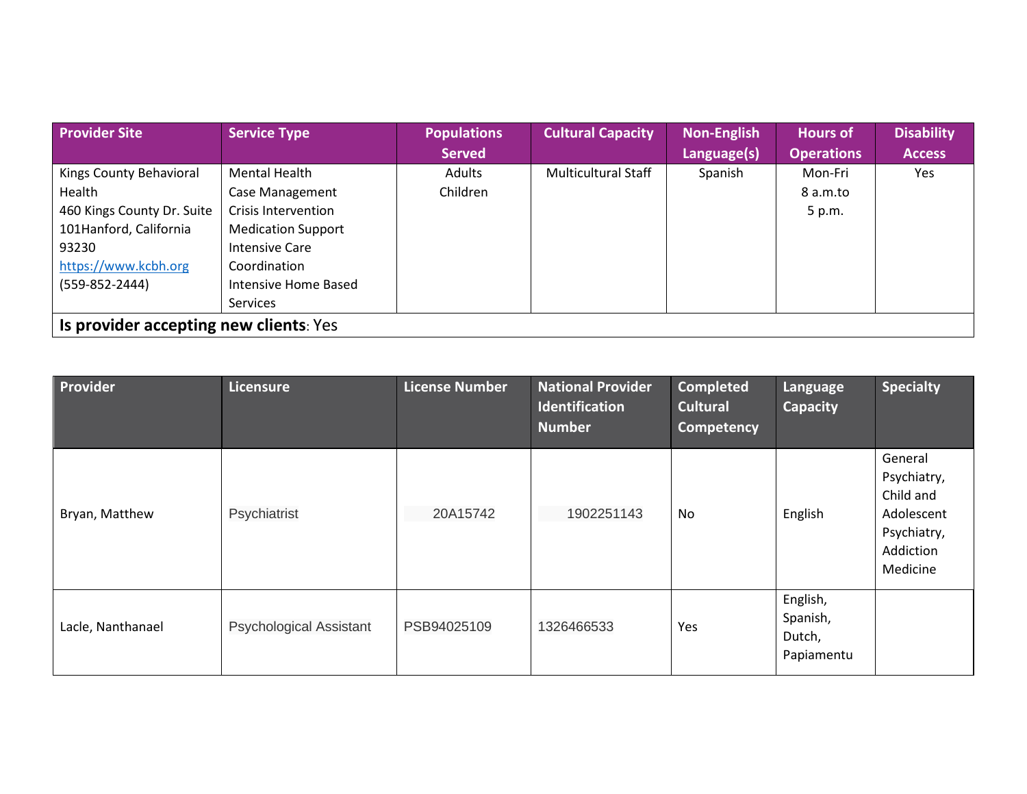| Provider Site | Service Type | Populations Served | Cultural Capacity | Non-English Language(s) | Hours of Operations | Disability Access |
|---|---|---|---|---|---|---|
| Kings County Behavioral Health<br>460 Kings County Dr. Suite 101Hanford, California 93230<br>https://www.kcbh.org<br>(559-852-2444) | Mental Health<br>Case Management<br>Crisis Intervention<br>Medication Support<br>Intensive Care Coordination<br>Intensive Home Based Services | Adults<br>Children | Multicultural Staff | Spanish | Mon-Fri<br>8 a.m.to<br>5 p.m. | Yes |
| **Is provider accepting new clients**: Yes | | | | | | |

| Provider | Licensure | License Number | National Provider Identification Number | Completed Cultural Competency | Language Capacity | Specialty |
|---|---|---|---|---|---|---|
| Bryan, Matthew | Psychiatrist | 20A15742 | 1902251143 | No | English | General Psychiatry, Child and Adolescent Psychiatry, Addiction Medicine |
| Lacle, Nanthanael | Psychological Assistant | PSB94025109 | 1326466533 | Yes | English, Spanish, Dutch, Papiamentu | |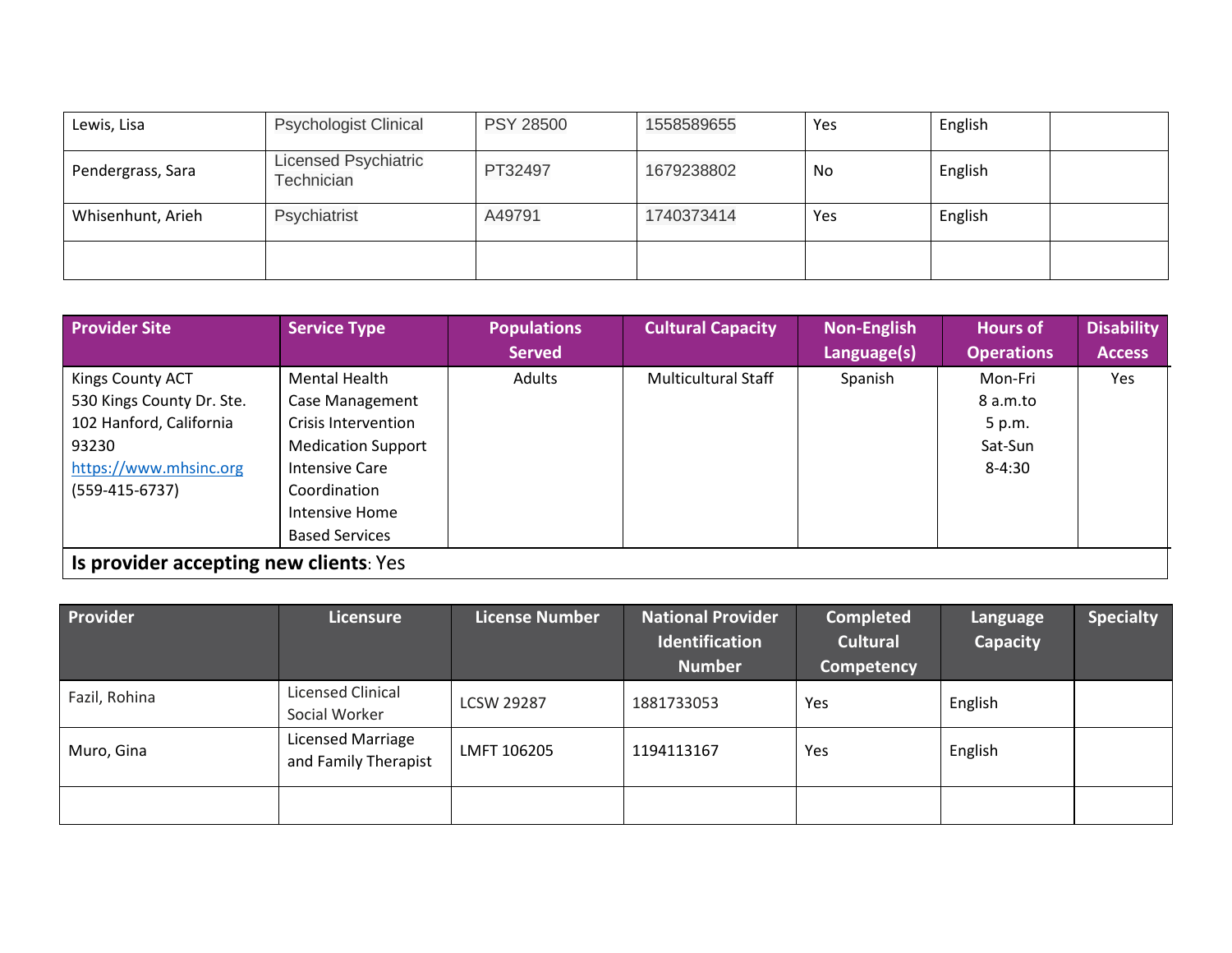| | | | | | | |
|---|---|---|---|---|---|---|
| Lewis, Lisa | Psychologist Clinical | PSY 28500 | 1558589655 | Yes | English | |
| Pendergrass, Sara | Licensed Psychiatric Technician | PT32497 | 1679238802 | No | English | |
| Whisenhunt, Arieh | Psychiatrist | A49791 | 1740373414 | Yes | English | |
| | | | | | | |

| Provider Site | Service Type | Populations Served | Cultural Capacity | Non-English Language(s) | Hours of Operations | Disability Access |
|---|---|---|---|---|---|---|
| Kings County ACT<br>530 Kings County Dr. Ste. 102 Hanford, California 93230<br>https://www.mhsinc.org<br>(559-415-6737) | Mental Health<br>Case Management<br>Crisis Intervention<br>Medication Support<br>Intensive Care Coordination<br>Intensive Home Based Services | Adults | Multicultural Staff | Spanish | Mon-Fri<br>8 a.m.to<br>5 p.m.<br>Sat-Sun<br>8-4:30 | Yes |

**Is provider accepting new clients**: Yes

| Provider | Licensure | License Number | National Provider Identification Number | Completed Cultural Competency | Language Capacity | Specialty |
|---|---|---|---|---|---|---|
| Fazil, Rohina | Licensed Clinical Social Worker | LCSW 29287 | 1881733053 | Yes | English | |
| Muro, Gina | Licensed Marriage and Family Therapist | LMFT 106205 | 1194113167 | Yes | English | |
| | | | | | | |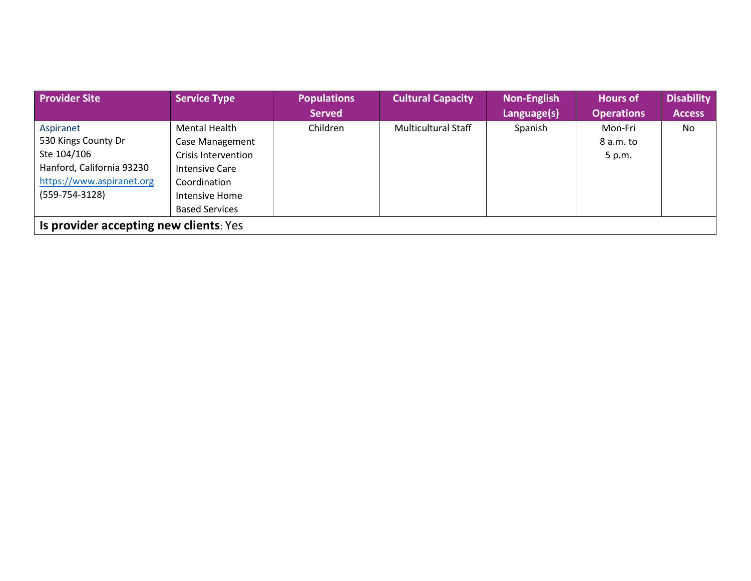| Provider Site | Service Type | Populations Served | Cultural Capacity | Non-English Language(s) | Hours of Operations | Disability Access |
|---|---|---|---|---|---|---|
| Aspiranet<br>530 Kings County Dr<br>Ste 104/106<br>Hanford, California 93230<br>[https://www.aspiranet.org](https://www.aspiranet.org)<br>(559-754-3128) | Mental Health<br>Case Management<br>Crisis Intervention<br>Intensive Care Coordination<br>Intensive Home Based Services | Children | Multicultural Staff | Spanish | Mon-Fri<br>8 a.m. to<br>5 p.m. | No |
| **Is provider accepting new clients**: Yes | | | | | | |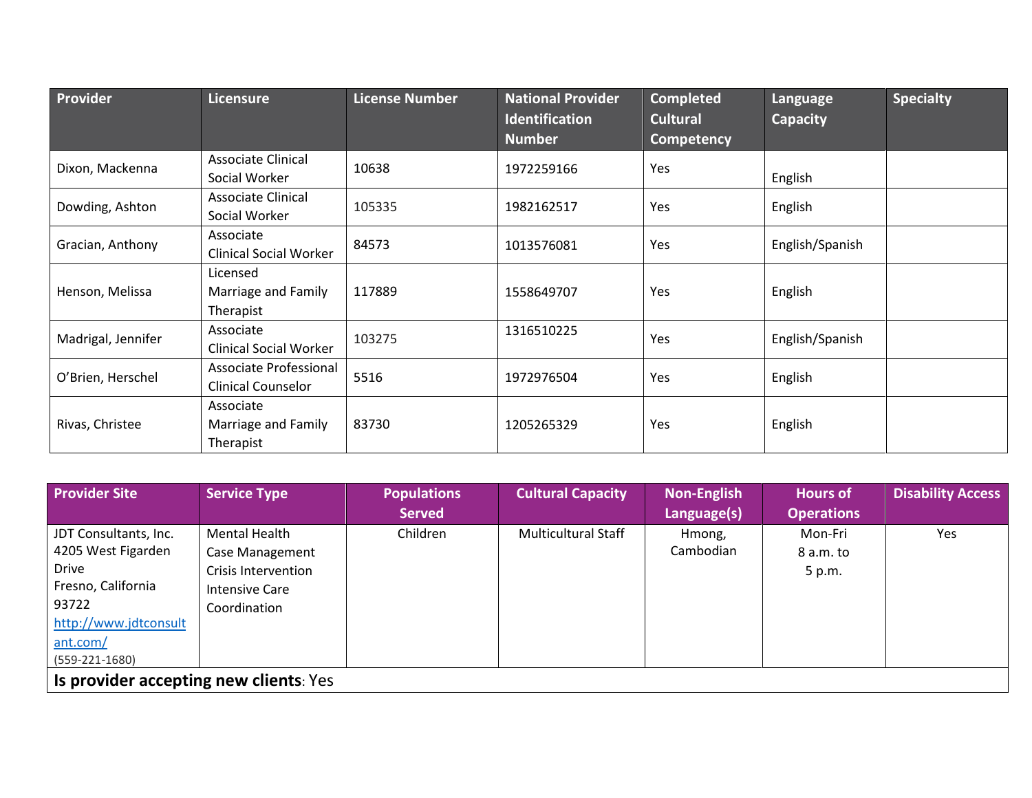| Provider | Licensure | License Number | National Provider Identification Number | Completed Cultural Competency | Language Capacity | Specialty |
|---|---|---|---|---|---|---|
| Dixon, Mackenna | Associate Clinical Social Worker | 10638 | 1972259166 | Yes | English | |
| Dowding, Ashton | Associate Clinical Social Worker | 105335 | 1982162517 | Yes | English | |
| Gracian, Anthony | Associate Clinical Social Worker | 84573 | 1013576081 | Yes | English/Spanish | |
| Henson, Melissa | Licensed Marriage and Family Therapist | 117889 | 1558649707 | Yes | English | |
| Madrigal, Jennifer | Associate Clinical Social Worker | 103275 | 1316510225 | Yes | English/Spanish | |
| O'Brien, Herschel | Associate Professional Clinical Counselor | 5516 | 1972976504 | Yes | English | |
| Rivas, Christee | Associate Marriage and Family Therapist | 83730 | 1205265329 | Yes | English | |

| Provider Site | Service Type | Populations Served | Cultural Capacity | Non-English Language(s) | Hours of Operations | Disability Access |
|---|---|---|---|---|---|---|
| JDT Consultants, Inc.<br>4205 West Figarden Drive<br>Fresno, California 93722<br>http://www.jdtconsultant.com/<br>(559-221-1680) | Mental Health<br>Case Management<br>Crisis Intervention<br>Intensive Care Coordination | Children | Multicultural Staff | Hmong, Cambodian | Mon-Fri<br>8 a.m. to<br>5 p.m. | Yes |
| **Is provider accepting new clients**: Yes | | | | | | |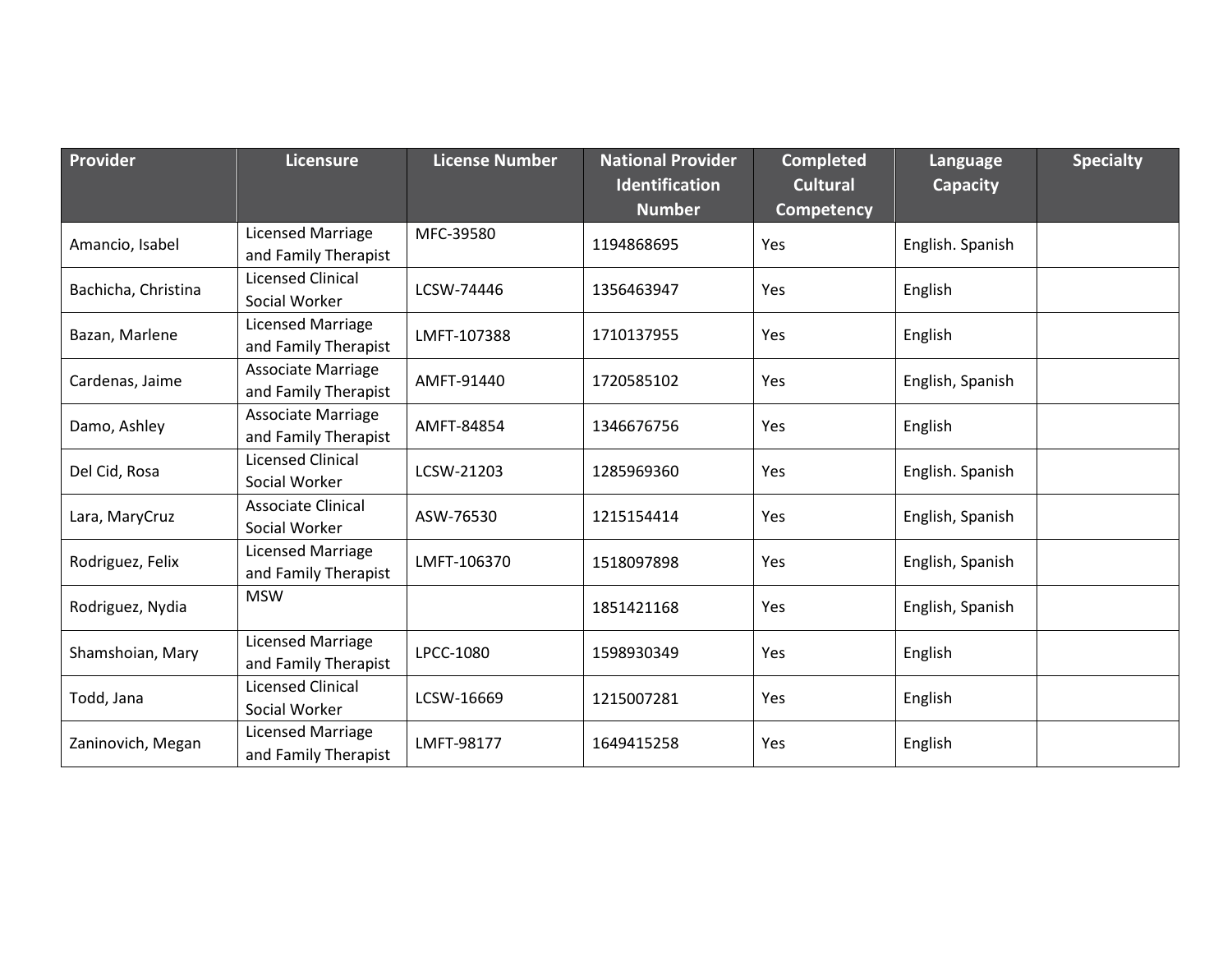| Provider | Licensure | License Number | National Provider Identification Number | Completed Cultural Competency | Language Capacity | Specialty |
|---|---|---|---|---|---|---|
| Amancio, Isabel | Licensed Marriage and Family Therapist | MFC-39580 | 1194868695 | Yes | English. Spanish | |
| Bachicha, Christina | Licensed Clinical Social Worker | LCSW-74446 | 1356463947 | Yes | English | |
| Bazan, Marlene | Licensed Marriage and Family Therapist | LMFT-107388 | 1710137955 | Yes | English | |
| Cardenas, Jaime | Associate Marriage and Family Therapist | AMFT-91440 | 1720585102 | Yes | English, Spanish | |
| Damo, Ashley | Associate Marriage and Family Therapist | AMFT-84854 | 1346676756 | Yes | English | |
| Del Cid, Rosa | Licensed Clinical Social Worker | LCSW-21203 | 1285969360 | Yes | English. Spanish | |
| Lara, MaryCruz | Associate Clinical Social Worker | ASW-76530 | 1215154414 | Yes | English, Spanish | |
| Rodriguez, Felix | Licensed Marriage and Family Therapist | LMFT-106370 | 1518097898 | Yes | English, Spanish | |
| Rodriguez, Nydia | MSW | | 1851421168 | Yes | English, Spanish | |
| Shamshoian, Mary | Licensed Marriage and Family Therapist | LPCC-1080 | 1598930349 | Yes | English | |
| Todd, Jana | Licensed Clinical Social Worker | LCSW-16669 | 1215007281 | Yes | English | |
| Zaninovich, Megan | Licensed Marriage and Family Therapist | LMFT-98177 | 1649415258 | Yes | English | |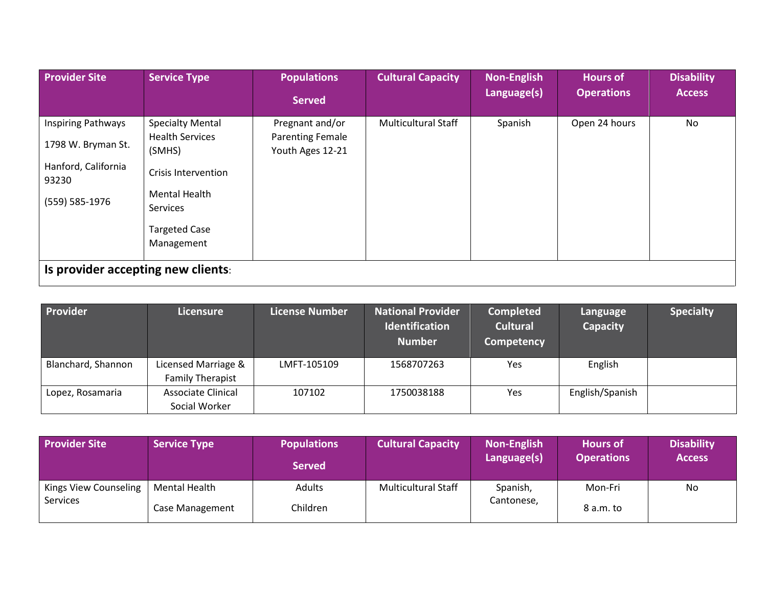| Provider Site | Service Type | Populations Served | Cultural Capacity | Non-English Language(s) | Hours of Operations | Disability Access |
|---|---|---|---|---|---|---|
| Inspiring Pathways<br>1798 W. Bryman St.<br>Hanford, California 93230<br>(559) 585-1976 | Specialty Mental Health Services (SMHS)<br>Crisis Intervention<br>Mental Health Services<br>Targeted Case Management | Pregnant and/or Parenting Female Youth Ages 12-21 | Multicultural Staff | Spanish | Open 24 hours | No |

**Is provider accepting new clients**:

| Provider | Licensure | License Number | National Provider Identification Number | Completed Cultural Competency | Language Capacity | Specialty |
|---|---|---|---|---|---|---|
| Blanchard, Shannon | Licensed Marriage & Family Therapist | LMFT-105109 | 1568707263 | Yes | English | |
| Lopez, Rosamaria | Associate Clinical Social Worker | 107102 | 1750038188 | Yes | English/Spanish | |

| Provider Site | Service Type | Populations Served | Cultural Capacity | Non-English Language(s) | Hours of Operations | Disability Access |
|---|---|---|---|---|---|---|
| Kings View Counseling Services | Mental Health<br>Case Management | Adults<br>Children | Multicultural Staff | Spanish, Cantonese, | Mon-Fri<br>8 a.m. to | No |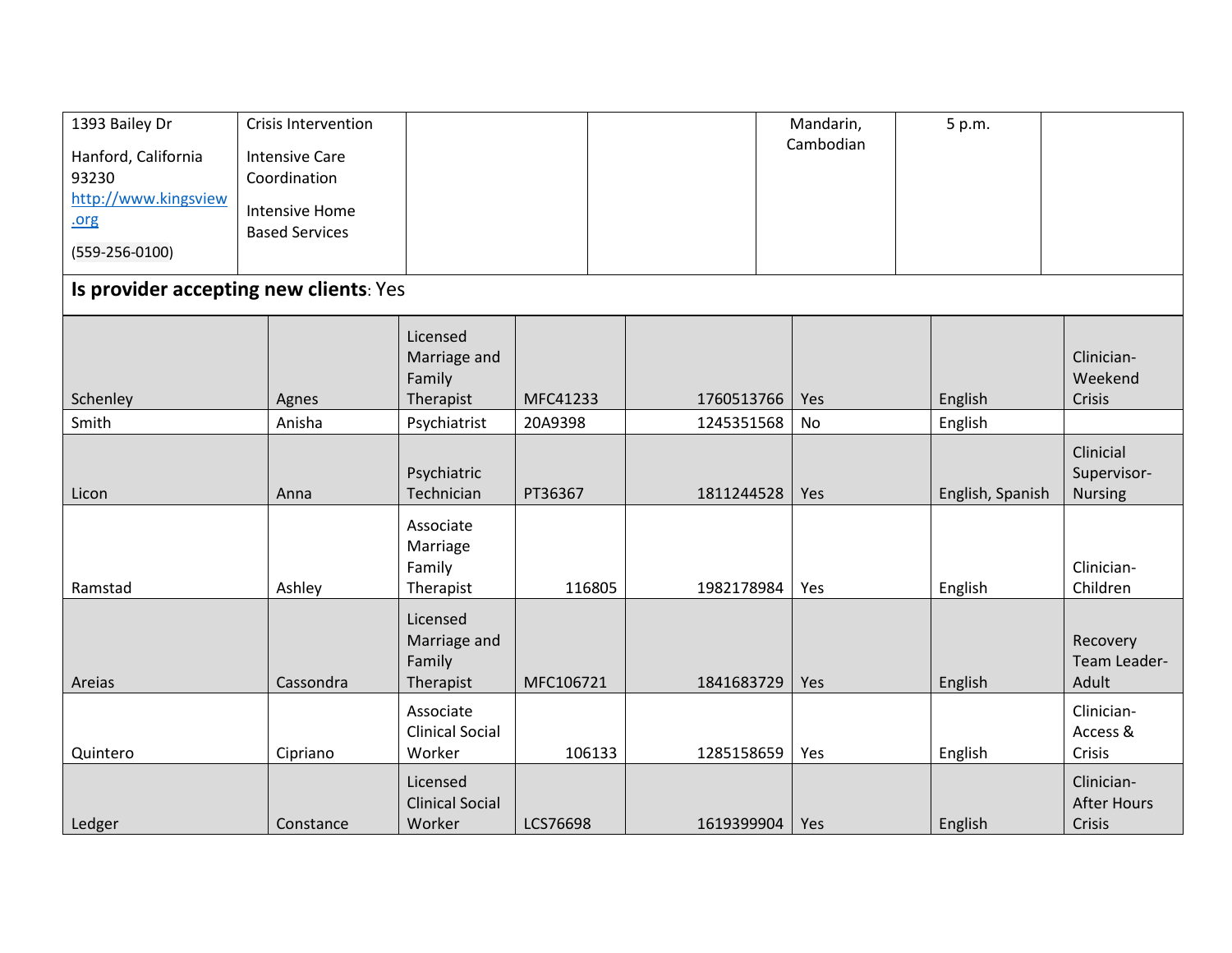| 1393 Bailey Dr<br>Hanford, California 93230<br>http://www.kingsview.org<br>(559-256-0100) | Crisis Intervention<br>Intensive Care Coordination<br>Intensive Home Based Services | | | Mandarin, Cambodian | 5 p.m. | |
|---|---|---|---|---|---|---|

**Is provider accepting new clients**: Yes

| | | | | | | | |
|---|---|---|---|---|---|---|---|
| Schenley | Agnes | Licensed Marriage and Family Therapist | MFC41233 | 1760513766 | Yes | English | Clinician-Weekend Crisis |
| Smith | Anisha | Psychiatrist | 20A9398 | 1245351568 | No | English | |
| Licon | Anna | Psychiatric Technician | PT36367 | 1811244528 | Yes | English, Spanish | Clinicial Supervisor-Nursing |
| Ramstad | Ashley | Associate Marriage Family Therapist | 116805 | 1982178984 | Yes | English | Clinician-Children |
| Areias | Cassondra | Licensed Marriage and Family Therapist | MFC106721 | 1841683729 | Yes | English | Recovery Team Leader-Adult |
| Quintero | Cipriano | Associate Clinical Social Worker | 106133 | 1285158659 | Yes | English | Clinician-Access & Crisis |
| Ledger | Constance | Licensed Clinical Social Worker | LCS76698 | 1619399904 | Yes | English | Clinician-After Hours Crisis |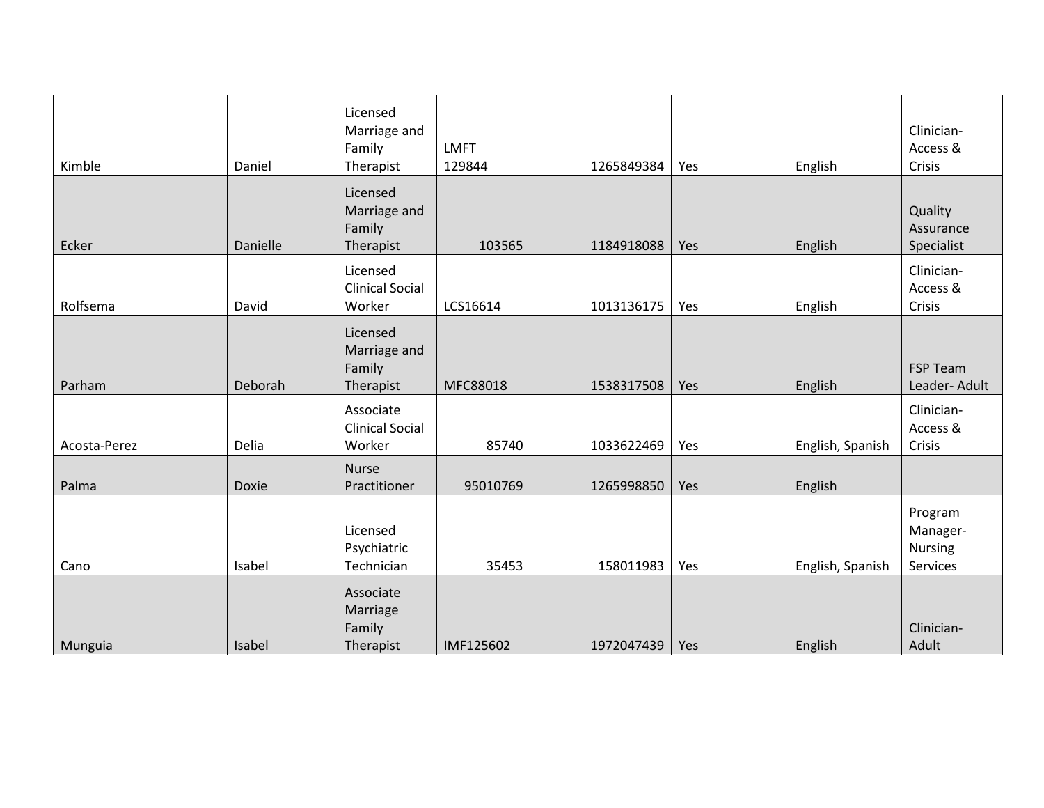| | | | | | | | |
|---|---|---|---|---|---|---|---|
| Kimble | Daniel | Licensed Marriage and Family Therapist | LMFT 129844 | 1265849384 | Yes | English | Clinician- Access & Crisis |
| Ecker | Danielle | Licensed Marriage and Family Therapist | 103565 | 1184918088 | Yes | English | Quality Assurance Specialist |
| Rolfsema | David | Licensed Clinical Social Worker | LCS16614 | 1013136175 | Yes | English | Clinician- Access & Crisis |
| Parham | Deborah | Licensed Marriage and Family Therapist | MFC88018 | 1538317508 | Yes | English | FSP Team Leader- Adult |
| Acosta-Perez | Delia | Associate Clinical Social Worker | 85740 | 1033622469 | Yes | English, Spanish | Clinician- Access & Crisis |
| Palma | Doxie | Nurse Practitioner | 95010769 | 1265998850 | Yes | English | |
| Cano | Isabel | Licensed Psychiatric Technician | 35453 | 158011983 | Yes | English, Spanish | Program Manager- Nursing Services |
| Munguia | Isabel | Associate Marriage Family Therapist | IMF125602 | 1972047439 | Yes | English | Clinician- Adult |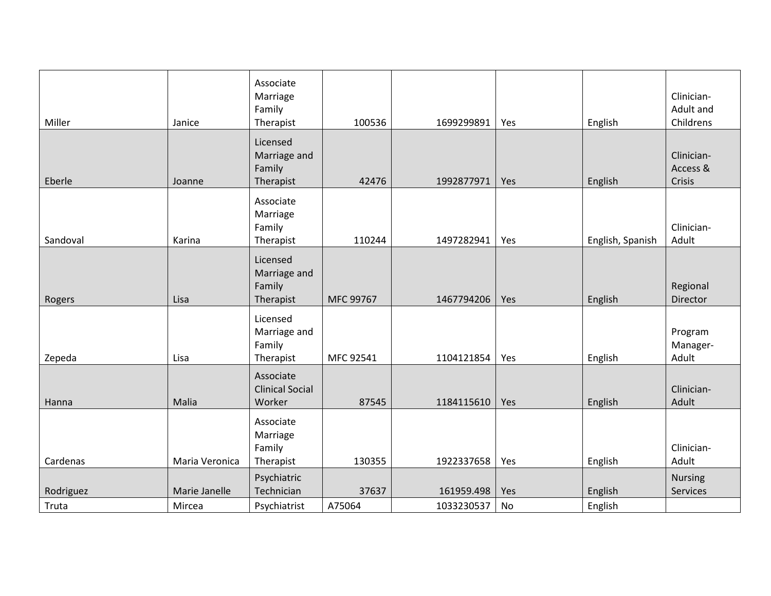| | | | | | | | |
|---|---|---|---|---|---|---|---|
| Miller | Janice | Associate Marriage Family Therapist | 100536 | 1699299891 | Yes | English | Clinician- Adult and Childrens |
| Eberle | Joanne | Licensed Marriage and Family Therapist | 42476 | 1992877971 | Yes | English | Clinician- Access & Crisis |
| Sandoval | Karina | Associate Marriage Family Therapist | 110244 | 1497282941 | Yes | English, Spanish | Clinician- Adult |
| Rogers | Lisa | Licensed Marriage and Family Therapist | MFC 99767 | 1467794206 | Yes | English | Regional Director |
| Zepeda | Lisa | Licensed Marriage and Family Therapist | MFC 92541 | 1104121854 | Yes | English | Program Manager- Adult |
| Hanna | Malia | Associate Clinical Social Worker | 87545 | 1184115610 | Yes | English | Clinician- Adult |
| Cardenas | Maria Veronica | Associate Marriage Family Therapist | 130355 | 1922337658 | Yes | English | Clinician- Adult |
| Rodriguez | Marie Janelle | Psychiatric Technician | 37637 | 161959.498 | Yes | English | Nursing Services |
| Truta | Mircea | Psychiatrist | A75064 | 1033230537 | No | English | |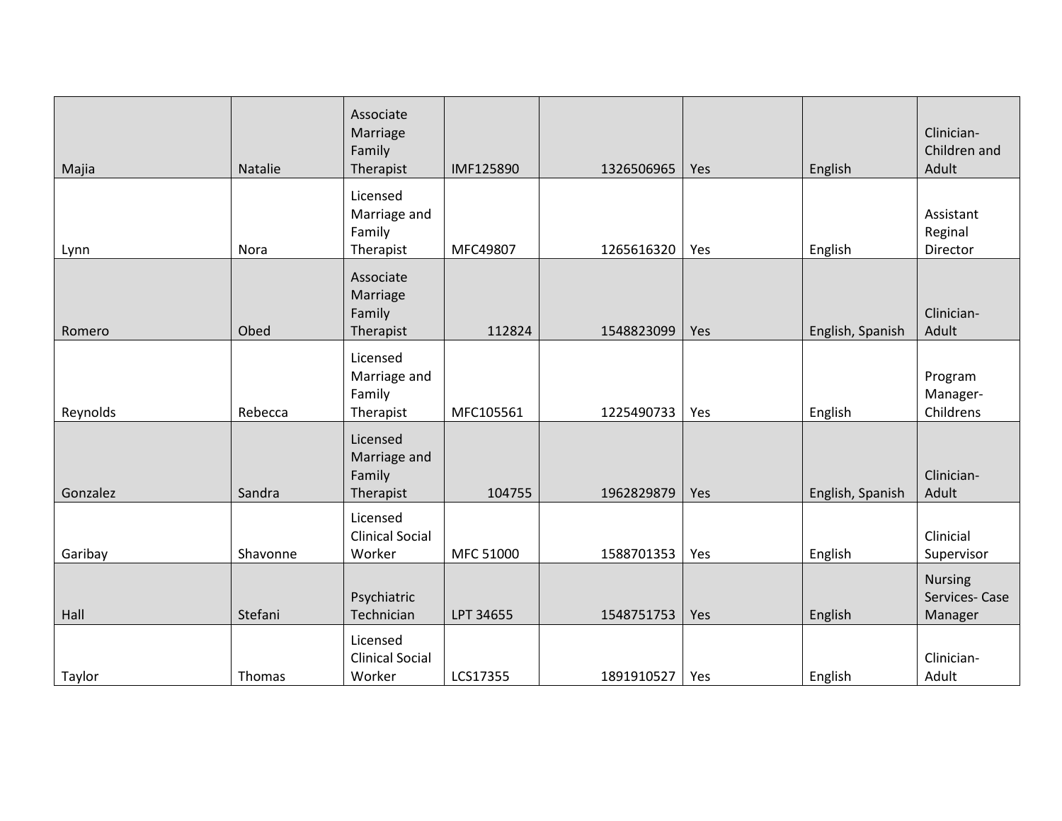| | | | | | | | |
|---|---|---|---|---|---|---|---|
| Majia | Natalie | Associate Marriage Family Therapist | IMF125890 | 1326506965 | Yes | English | Clinician- Children and Adult |
| Lynn | Nora | Licensed Marriage and Family Therapist | MFC49807 | 1265616320 | Yes | English | Assistant Reginal Director |
| Romero | Obed | Associate Marriage Family Therapist | 112824 | 1548823099 | Yes | English, Spanish | Clinician- Adult |
| Reynolds | Rebecca | Licensed Marriage and Family Therapist | MFC105561 | 1225490733 | Yes | English | Program Manager- Childrens |
| Gonzalez | Sandra | Licensed Marriage and Family Therapist | 104755 | 1962829879 | Yes | English, Spanish | Clinician- Adult |
| Garibay | Shavonne | Licensed Clinical Social Worker | MFC 51000 | 1588701353 | Yes | English | Clinicial Supervisor |
| Hall | Stefani | Psychiatric Technician | LPT 34655 | 1548751753 | Yes | English | Nursing Services- Case Manager |
| Taylor | Thomas | Licensed Clinical Social Worker | LCS17355 | 1891910527 | Yes | English | Clinician- Adult |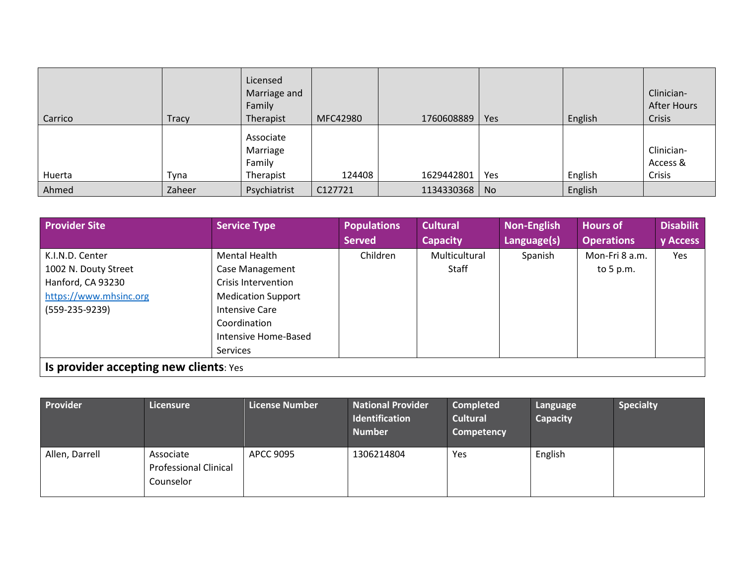| | | | | | | | |
|---|---|---|---|---|---|---|---|
| Carrico | Tracy | Licensed Marriage and Family Therapist | MFC42980 | 1760608889 | Yes | English | Clinician- After Hours Crisis |
| Huerta | Tyna | Associate Marriage Family Therapist | 124408 | 1629442801 | Yes | English | Clinician- Access & Crisis |
| Ahmed | Zaheer | Psychiatrist | C127721 | 1134330368 | No | English | |

| Provider Site | Service Type | Populations Served | Cultural Capacity | Non-English Language(s) | Hours of Operations | Disability Access |
|---|---|---|---|---|---|---|
| K.I.N.D. Center<br>1002 N. Douty Street<br>Hanford, CA 93230<br>https://www.mhsinc.org<br>(559-235-9239) | Mental Health<br>Case Management<br>Crisis Intervention<br>Medication Support<br>Intensive Care Coordination<br>Intensive Home-Based Services | Children | Multicultural Staff | Spanish | Mon-Fri 8 a.m. to 5 p.m. | Yes |
| **Is provider accepting new clients**: Yes | | | | | | |

| Provider | Licensure | License Number | National Provider Identification Number | Completed Cultural Competency | Language Capacity | Specialty |
|---|---|---|---|---|---|---|
| Allen, Darrell | Associate Professional Clinical Counselor | APCC 9095 | 1306214804 | Yes | English | |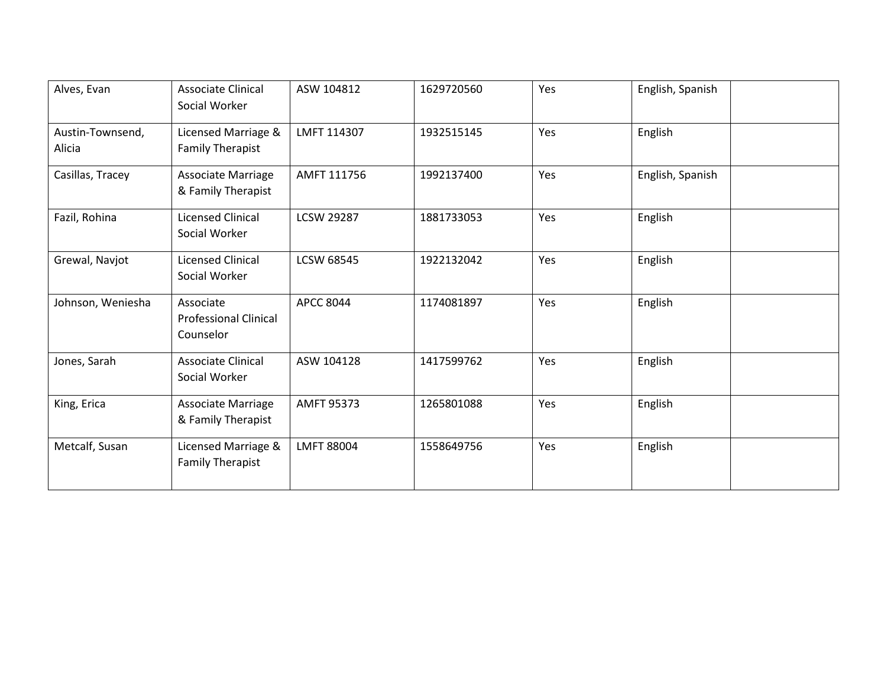| | | | | | | |
|---|---|---|---|---|---|---|
| Alves, Evan | Associate Clinical Social Worker | ASW 104812 | 1629720560 | Yes | English, Spanish | |
| Austin-Townsend, Alicia | Licensed Marriage & Family Therapist | LMFT 114307 | 1932515145 | Yes | English | |
| Casillas, Tracey | Associate Marriage & Family Therapist | AMFT 111756 | 1992137400 | Yes | English, Spanish | |
| Fazil, Rohina | Licensed Clinical Social Worker | LCSW 29287 | 1881733053 | Yes | English | |
| Grewal, Navjot | Licensed Clinical Social Worker | LCSW 68545 | 1922132042 | Yes | English | |
| Johnson, Weniesha | Associate Professional Clinical Counselor | APCC 8044 | 1174081897 | Yes | English | |
| Jones, Sarah | Associate Clinical Social Worker | ASW 104128 | 1417599762 | Yes | English | |
| King, Erica | Associate Marriage & Family Therapist | AMFT 95373 | 1265801088 | Yes | English | |
| Metcalf, Susan | Licensed Marriage & Family Therapist | LMFT 88004 | 1558649756 | Yes | English | |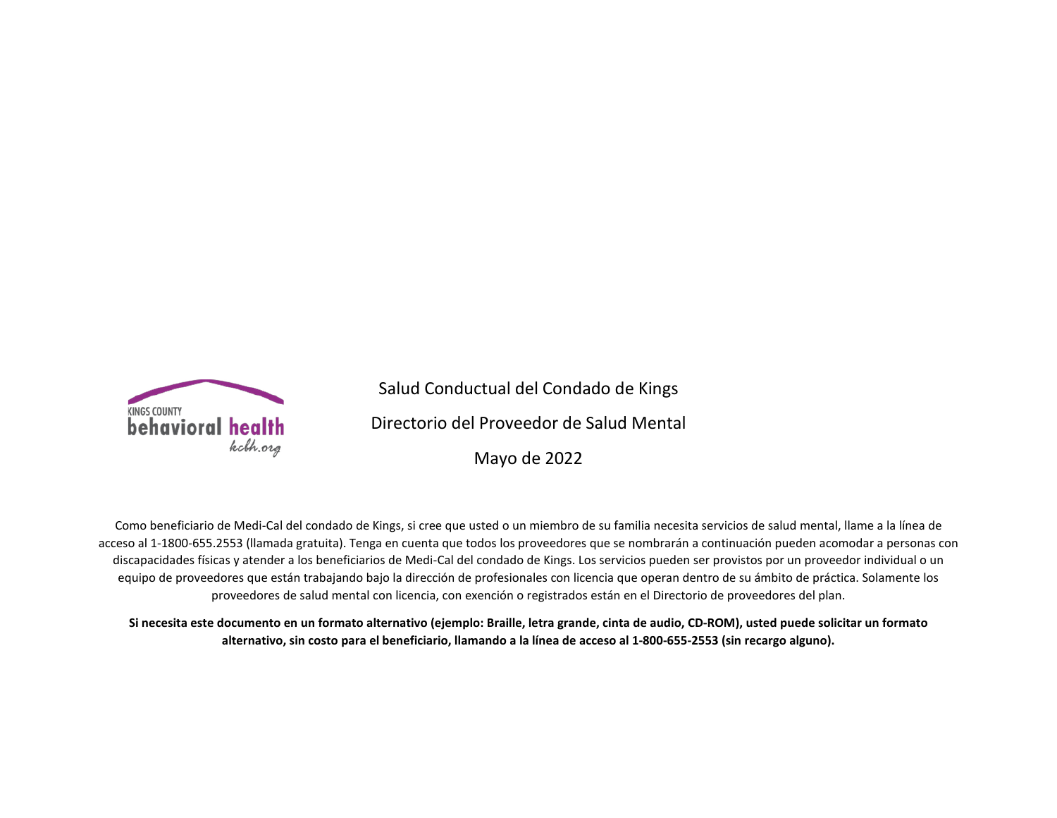KINGS COUNTY
behavioral health
kcbh.org

# Salud Conductual del Condado de Kings

## Directorio del Proveedor de Salud Mental

## Mayo de 2022

Como beneficiario de Medi-Cal del condado de Kings, si cree que usted o un miembro de su familia necesita servicios de salud mental, llame a la línea de acceso al 1-1800-655.2553 (llamada gratuita). Tenga en cuenta que todos los proveedores que se nombrarán a continuación pueden acomodar a personas con discapacidades físicas y atender a los beneficiarios de Medi-Cal del condado de Kings. Los servicios pueden ser provistos por un proveedor individual o un equipo de proveedores que están trabajando bajo la dirección de profesionales con licencia que operan dentro de su ámbito de práctica. Solamente los proveedores de salud mental con licencia, con exención o registrados están en el Directorio de proveedores del plan.

**Si necesita este documento en un formato alternativo (ejemplo: Braille, letra grande, cinta de audio, CD-ROM), usted puede solicitar un formato alternativo, sin costo para el beneficiario, llamando a la línea de acceso al 1-800-655-2553 (sin recargo alguno).**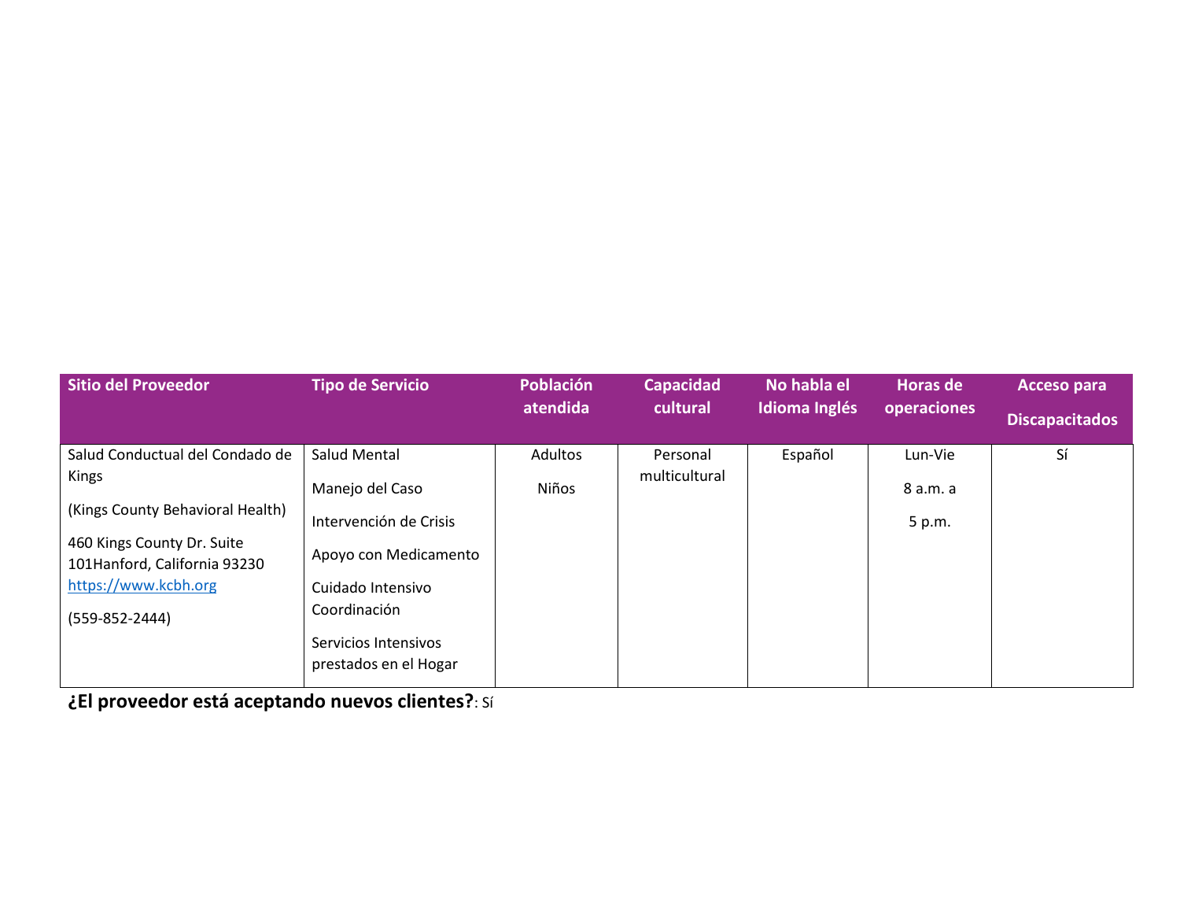| Sitio del Proveedor | Tipo de Servicio | Población atendida | Capacidad cultural | No habla el Idioma Inglés | Horas de operaciones | Acceso para Discapacitados |
|---|---|---|---|---|---|---|
| Salud Conductual del Condado de Kings<br>(Kings County Behavioral Health)<br>460 Kings County Dr. Suite 101Hanford, California 93230<br>https://www.kcbh.org<br>(559-852-2444) | Salud Mental<br>Manejo del Caso<br>Intervención de Crisis<br>Apoyo con Medicamento<br>Cuidado Intensivo Coordinación<br>Servicios Intensivos prestados en el Hogar | Adultos<br>Niños | Personal multicultural | Español | Lun-Vie<br>8 a.m. a<br>5 p.m. | Sí |

**¿El proveedor está aceptando nuevos clientes?**: Sí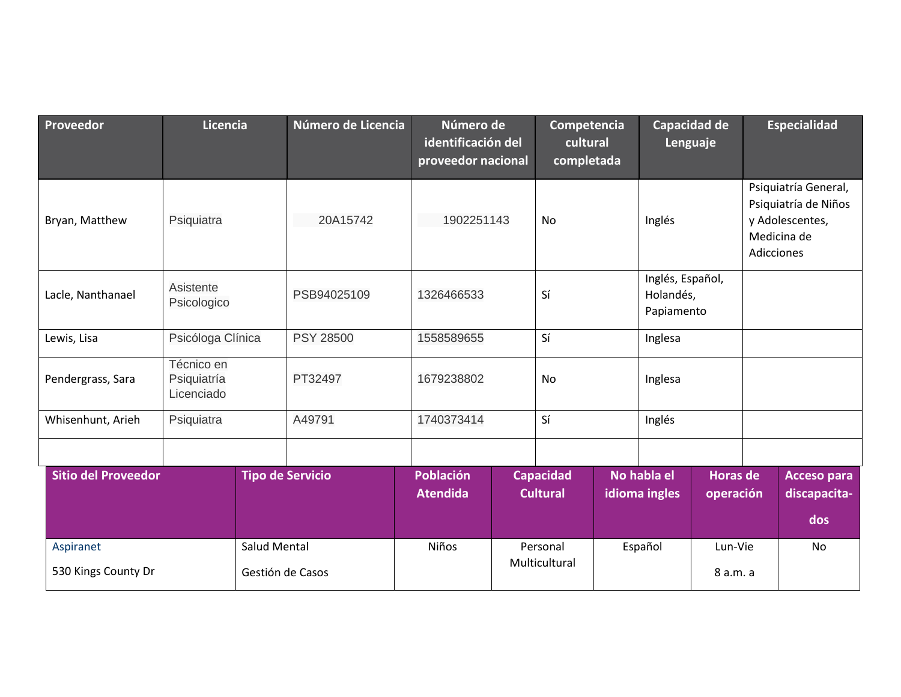| Proveedor | Licencia | Número de Licencia | Número de identificación del proveedor nacional | Competencia cultural completada | Capacidad de Lenguaje | Especialidad |
|---|---|---|---|---|---|---|
| Bryan, Matthew | Psiquiatra | 20A15742 | 1902251143 | No | Inglés | Psiquiatría General, Psiquiatría de Niños y Adolescentes, Medicina de Adicciones |
| Lacle, Nanthanael | Asistente Psicologico | PSB94025109 | 1326466533 | Sí | Inglés, Español, Holandés, Papiamento | |
| Lewis, Lisa | Psicóloga Clínica | PSY 28500 | 1558589655 | Sí | Inglesa | |
| Pendergrass, Sara | Técnico en Psiquiatría Licenciado | PT32497 | 1679238802 | No | Inglesa | |
| Whisenhunt, Arieh | Psiquiatra | A49791 | 1740373414 | Sí | Inglés | |
| | | | | | | |

| Sitio del Proveedor | Tipo de Servicio | Población Atendida | Capacidad Cultural | No habla el idioma ingles | Horas de operación | Acceso para discapacita-dos |
|---|---|---|---|---|---|---|
| Aspiranet<br>530 Kings County Dr | Salud Mental<br>Gestión de Casos | Niños | Personal Multicultural | Español | Lun-Vie<br>8 a.m. a | No |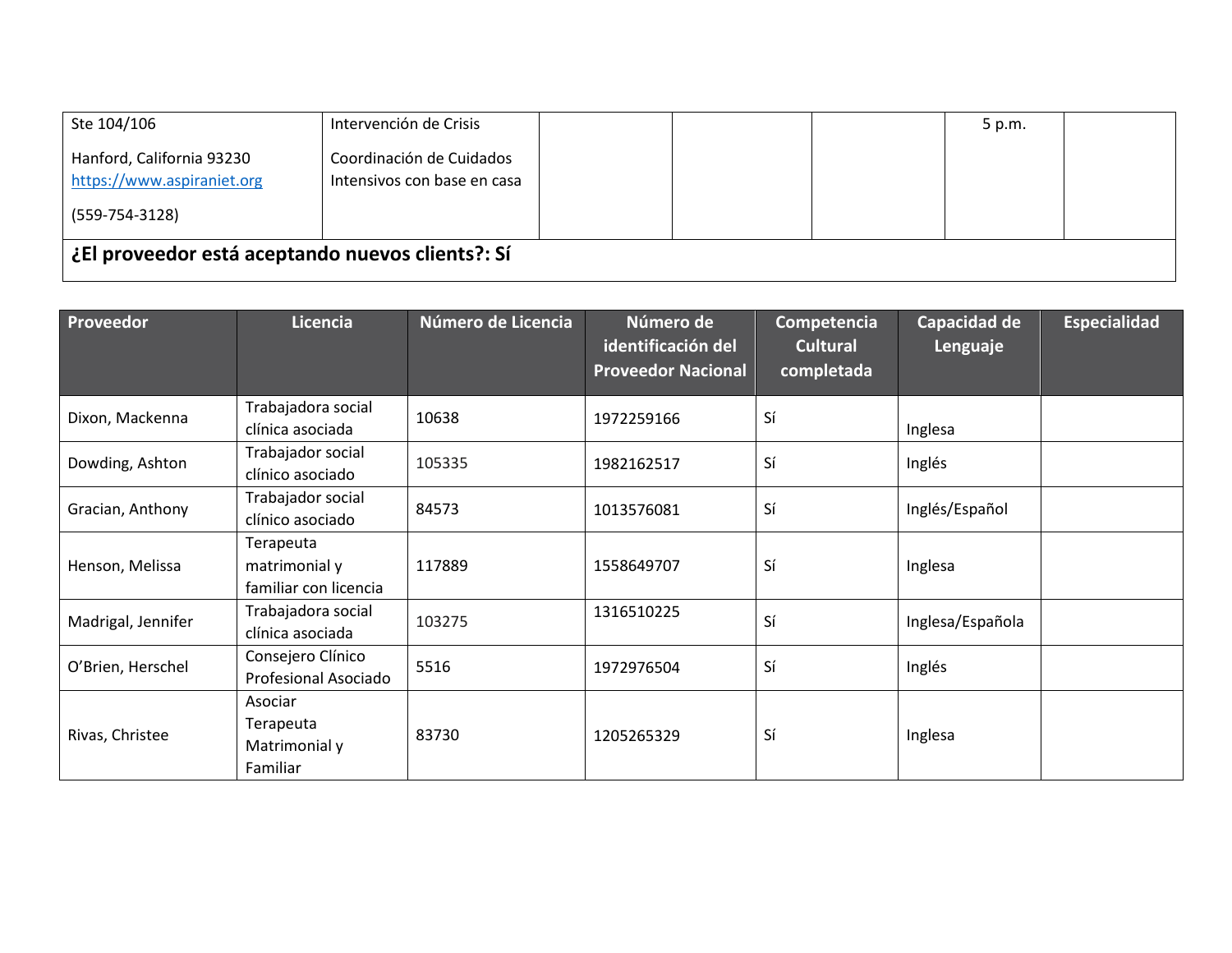| | | | | | | |
|---|---|---|---|---|---|---|
| Ste 104/106<br><br>Hanford, California 93230<br>https://www.aspiraniet.org<br><br>(559-754-3128) | Intervención de Crisis<br><br>Coordinación de Cuidados Intensivos con base en casa | | | | 5 p.m. | |

**¿El proveedor está aceptando nuevos clients?: Sí**

| Proveedor | Licencia | Número de Licencia | Número de identificación del Proveedor Nacional | Competencia Cultural completada | Capacidad de Lenguaje | Especialidad |
|---|---|---|---|---|---|---|
| Dixon, Mackenna | Trabajadora social clínica asociada | 10638 | 1972259166 | Sí | Inglesa | |
| Dowding, Ashton | Trabajador social clínico asociado | 105335 | 1982162517 | Sí | Inglés | |
| Gracian, Anthony | Trabajador social clínico asociado | 84573 | 1013576081 | Sí | Inglés/Español | |
| Henson, Melissa | Terapeuta matrimonial y familiar con licencia | 117889 | 1558649707 | Sí | Inglesa | |
| Madrigal, Jennifer | Trabajadora social clínica asociada | 103275 | 1316510225 | Sí | Inglesa/Española | |
| O'Brien, Herschel | Consejero Clínico Profesional Asociado | 5516 | 1972976504 | Sí | Inglés | |
| Rivas, Christee | Asociar Terapeuta Matrimonial y Familiar | 83730 | 1205265329 | Sí | Inglesa | |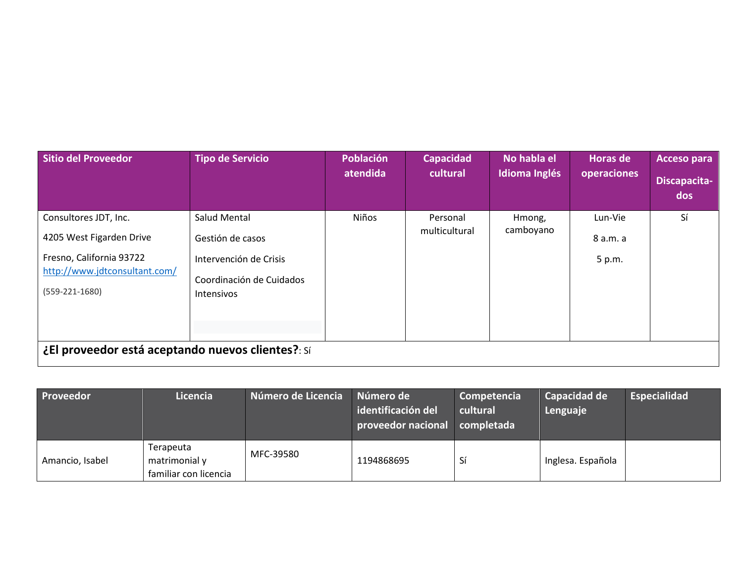| Sitio del Proveedor | Tipo de Servicio | Población atendida | Capacidad cultural | No habla el Idioma Inglés | Horas de operaciones | Acceso para Discapacitados |
|---|---|---|---|---|---|---|
| Consultores JDT, Inc.<br>4205 West Figarden Drive<br>Fresno, California 93722<br>http://www.jdtconsultant.com/<br>(559-221-1680) | Salud Mental<br>Gestión de casos<br>Intervención de Crisis<br>Coordinación de Cuidados Intensivos | Niños | Personal multicultural | Hmong, camboyano | Lun-Vie<br>8 a.m. a<br>5 p.m. | Sí |

**¿El proveedor está aceptando nuevos clientes?**: Sí

| Proveedor | Licencia | Número de Licencia | Número de identificación del proveedor nacional | Competencia cultural completada | Capacidad de Lenguaje | Especialidad |
|---|---|---|---|---|---|---|
| Amancio, Isabel | Terapeuta matrimonial y familiar con licencia | MFC-39580 | 1194868695 | Sí | Inglesa. Española | |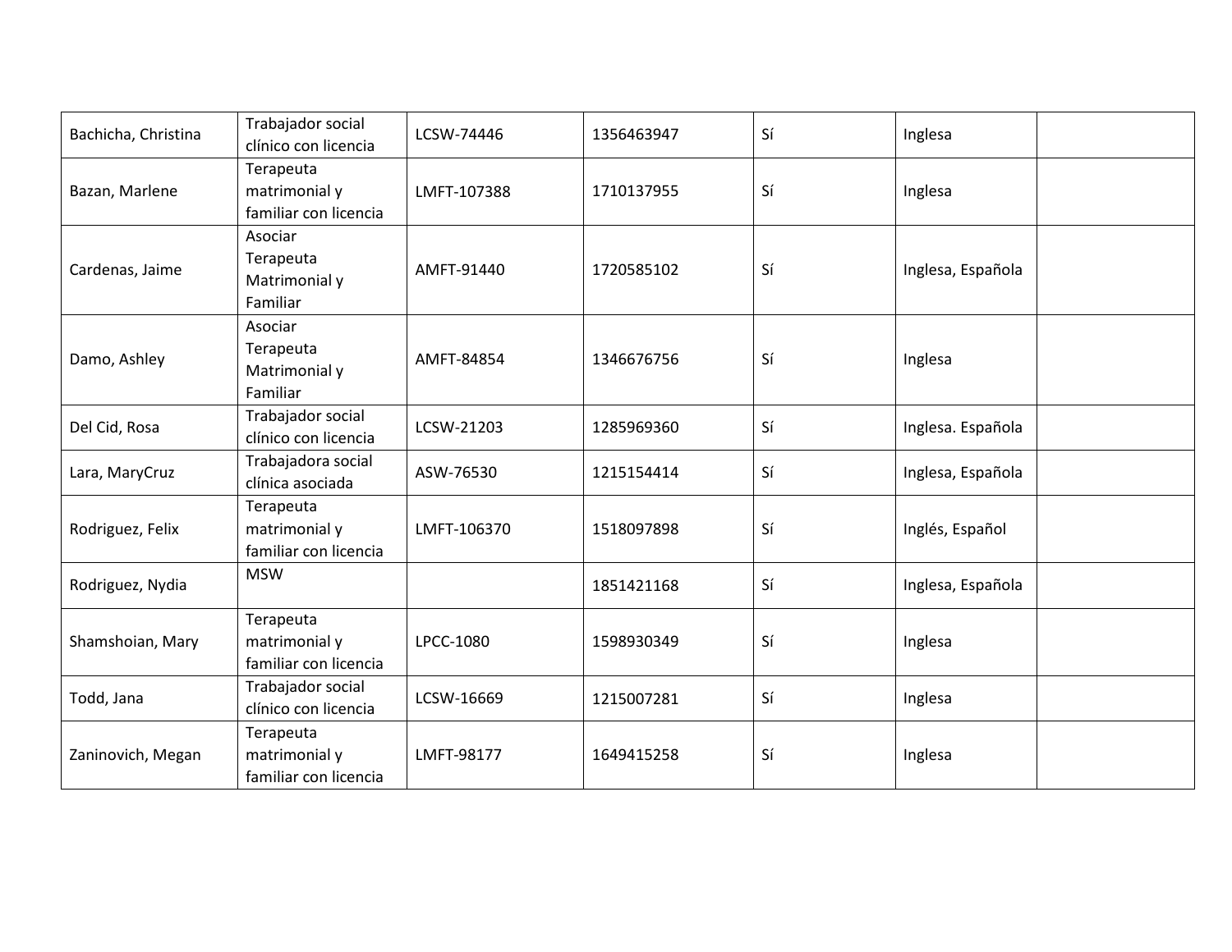| | | | | | | |
|---|---|---|---|---|---|---|
| Bachicha, Christina | Trabajador social clínico con licencia | LCSW-74446 | 1356463947 | Sí | Inglesa | |
| Bazan, Marlene | Terapeuta matrimonial y familiar con licencia | LMFT-107388 | 1710137955 | Sí | Inglesa | |
| Cardenas, Jaime | Asociar Terapeuta Matrimonial y Familiar | AMFT-91440 | 1720585102 | Sí | Inglesa, Española | |
| Damo, Ashley | Asociar Terapeuta Matrimonial y Familiar | AMFT-84854 | 1346676756 | Sí | Inglesa | |
| Del Cid, Rosa | Trabajador social clínico con licencia | LCSW-21203 | 1285969360 | Sí | Inglesa. Española | |
| Lara, MaryCruz | Trabajadora social clínica asociada | ASW-76530 | 1215154414 | Sí | Inglesa, Española | |
| Rodriguez, Felix | Terapeuta matrimonial y familiar con licencia | LMFT-106370 | 1518097898 | Sí | Inglés, Español | |
| Rodriguez, Nydia | MSW | | 1851421168 | Sí | Inglesa, Española | |
| Shamshoian, Mary | Terapeuta matrimonial y familiar con licencia | LPCC-1080 | 1598930349 | Sí | Inglesa | |
| Todd, Jana | Trabajador social clínico con licencia | LCSW-16669 | 1215007281 | Sí | Inglesa | |
| Zaninovich, Megan | Terapeuta matrimonial y familiar con licencia | LMFT-98177 | 1649415258 | Sí | Inglesa | |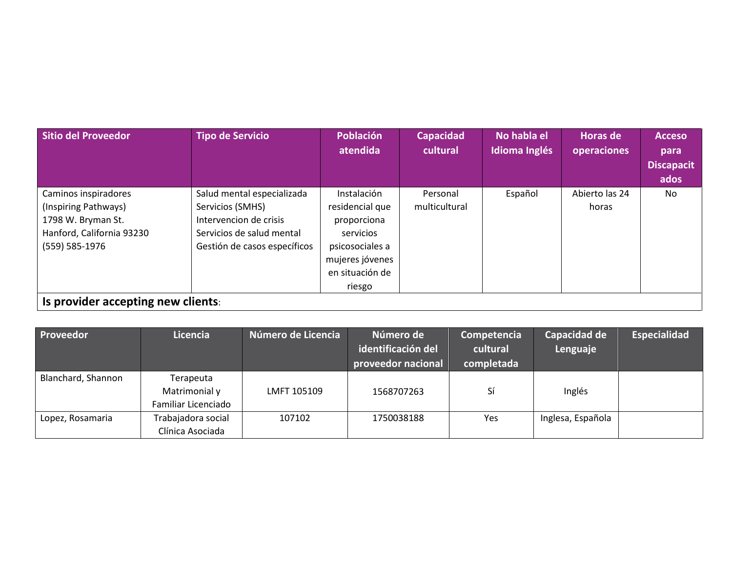| Sitio del Proveedor | Tipo de Servicio | Población atendida | Capacidad cultural | No habla el Idioma Inglés | Horas de operaciones | Acceso para Discapacitados |
|---|---|---|---|---|---|---|
| Caminos inspiradores (Inspiring Pathways) 1798 W. Bryman St. Hanford, California 93230 (559) 585-1976 | Salud mental especializada Servicios (SMHS) Intervencion de crisis Servicios de salud mental Gestión de casos específicos | Instalación residencial que proporciona servicios psicosociales a mujeres jóvenes en situación de riesgo | Personal multicultural | Español | Abierto las 24 horas | No |

**Is provider accepting new clients**:

| Proveedor | Licencia | Número de Licencia | Número de identificación del proveedor nacional | Competencia cultural completada | Capacidad de Lenguaje | Especialidad |
|---|---|---|---|---|---|---|
| Blanchard, Shannon | Terapeuta Matrimonial y Familiar Licenciado | LMFT 105109 | 1568707263 | Sí | Inglés | |
| Lopez, Rosamaria | Trabajadora social Clínica Asociada | 107102 | 1750038188 | Yes | Inglesa, Española | |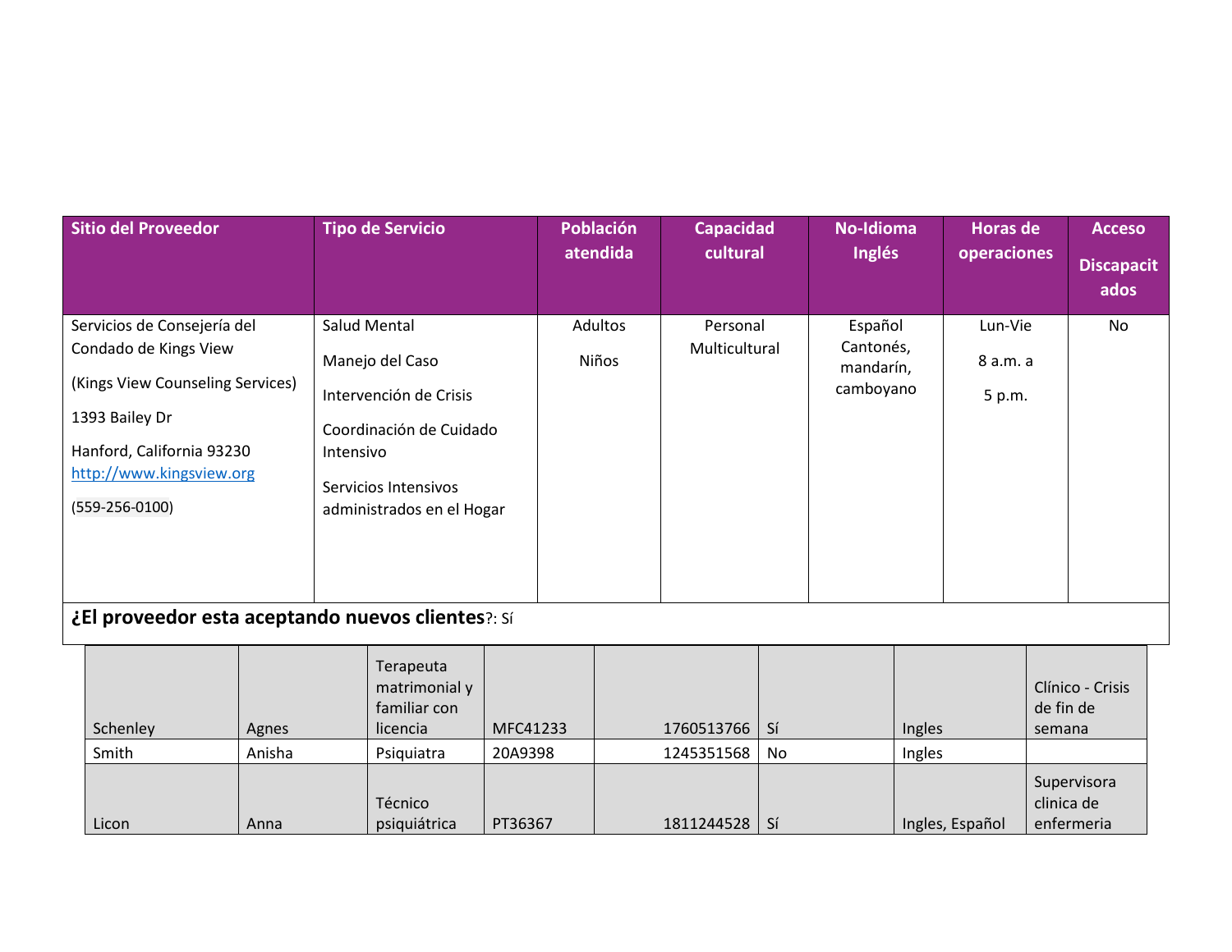| Sitio del Proveedor | Tipo de Servicio | Población atendida | Capacidad cultural | No-Idioma Inglés | Horas de operaciones | Acceso Discapacitados |
|---|---|---|---|---|---|---|
| Servicios de Consejería del Condado de Kings View<br><br>(Kings View Counseling Services)<br><br>1393 Bailey Dr<br><br>Hanford, California 93230<br>[http://www.kingsview.org](http://www.kingsview.org)<br><br>(559-256-0100) | Salud Mental<br><br>Manejo del Caso<br><br>Intervención de Crisis<br><br>Coordinación de Cuidado Intensivo<br><br>Servicios Intensivos administrados en el Hogar | Adultos<br><br>Niños | Personal Multicultural | Español Cantonés, mandarín, camboyano | Lun-Vie<br><br>8 a.m. a<br><br>5 p.m. | No |

**¿El proveedor esta aceptando nuevos clientes**?: Sí

| | | | | | | | |
|---|---|---|---|---|---|---|---|
| Schenley | Agnes | Terapeuta matrimonial y familiar con licencia | MFC41233 | 1760513766 | Sí | Ingles | Clínico - Crisis de fin de semana |
| Smith | Anisha | Psiquiatra | 20A9398 | 1245351568 | No | Ingles | |
| Licon | Anna | Técnico psiquiátrica | PT36367 | 1811244528 | Sí | Ingles, Español | Supervisora clinica de enfermeria |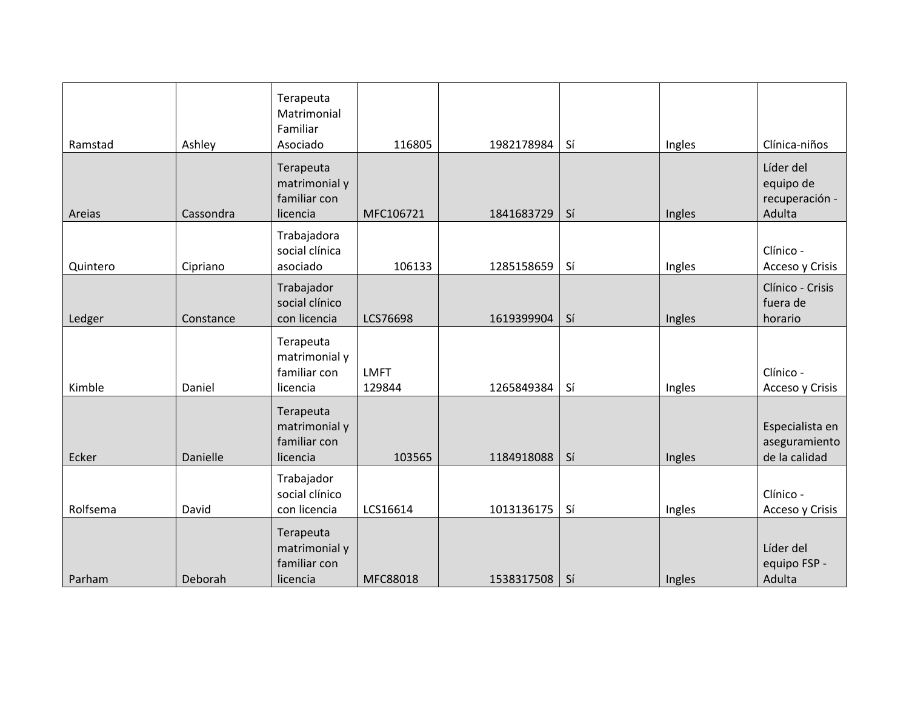| | | | | | | | |
|---|---|---|---|---|---|---|---|
| Ramstad | Ashley | Terapeuta Matrimonial Familiar Asociado | 116805 | 1982178984 | Sí | Ingles | Clínica-niños |
| Areias | Cassondra | Terapeuta matrimonial y familiar con licencia | MFC106721 | 1841683729 | Sí | Ingles | Líder del equipo de recuperación - Adulta |
| Quintero | Cipriano | Trabajadora social clínica asociado | 106133 | 1285158659 | Sí | Ingles | Clínico - Acceso y Crisis |
| Ledger | Constance | Trabajador social clínico con licencia | LCS76698 | 1619399904 | Sí | Ingles | Clínico - Crisis fuera de horario |
| Kimble | Daniel | Terapeuta matrimonial y familiar con licencia | LMFT 129844 | 1265849384 | Sí | Ingles | Clínico - Acceso y Crisis |
| Ecker | Danielle | Terapeuta matrimonial y familiar con licencia | 103565 | 1184918088 | Sí | Ingles | Especialista en aseguramiento de la calidad |
| Rolfsema | David | Trabajador social clínico con licencia | LCS16614 | 1013136175 | Sí | Ingles | Clínico - Acceso y Crisis |
| Parham | Deborah | Terapeuta matrimonial y familiar con licencia | MFC88018 | 1538317508 | Sí | Ingles | Líder del equipo FSP - Adulta |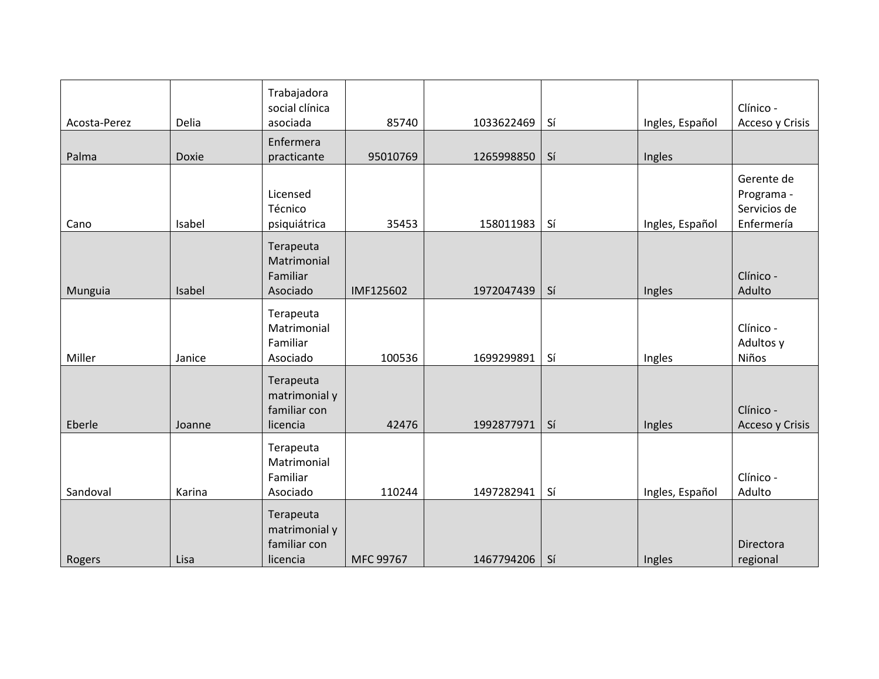| | | | | | | | |
|---|---|---|---|---|---|---|---|
| Acosta-Perez | Delia | Trabajadora social clínica asociada | 85740 | 1033622469 | Sí | Ingles, Español | Clínico - Acceso y Crisis |
| Palma | Doxie | Enfermera practicante | 95010769 | 1265998850 | Sí | Ingles | |
| Cano | Isabel | Licensed Técnico psiquiátrica | 35453 | 158011983 | Sí | Ingles, Español | Gerente de Programa - Servicios de Enfermería |
| Munguia | Isabel | Terapeuta Matrimonial Familiar Asociado | IMF125602 | 1972047439 | Sí | Ingles | Clínico - Adulto |
| Miller | Janice | Terapeuta Matrimonial Familiar Asociado | 100536 | 1699299891 | Sí | Ingles | Clínico - Adultos y Niños |
| Eberle | Joanne | Terapeuta matrimonial y familiar con licencia | 42476 | 1992877971 | Sí | Ingles | Clínico - Acceso y Crisis |
| Sandoval | Karina | Terapeuta Matrimonial Familiar Asociado | 110244 | 1497282941 | Sí | Ingles, Español | Clínico - Adulto |
| Rogers | Lisa | Terapeuta matrimonial y familiar con licencia | MFC 99767 | 1467794206 | Sí | Ingles | Directora regional |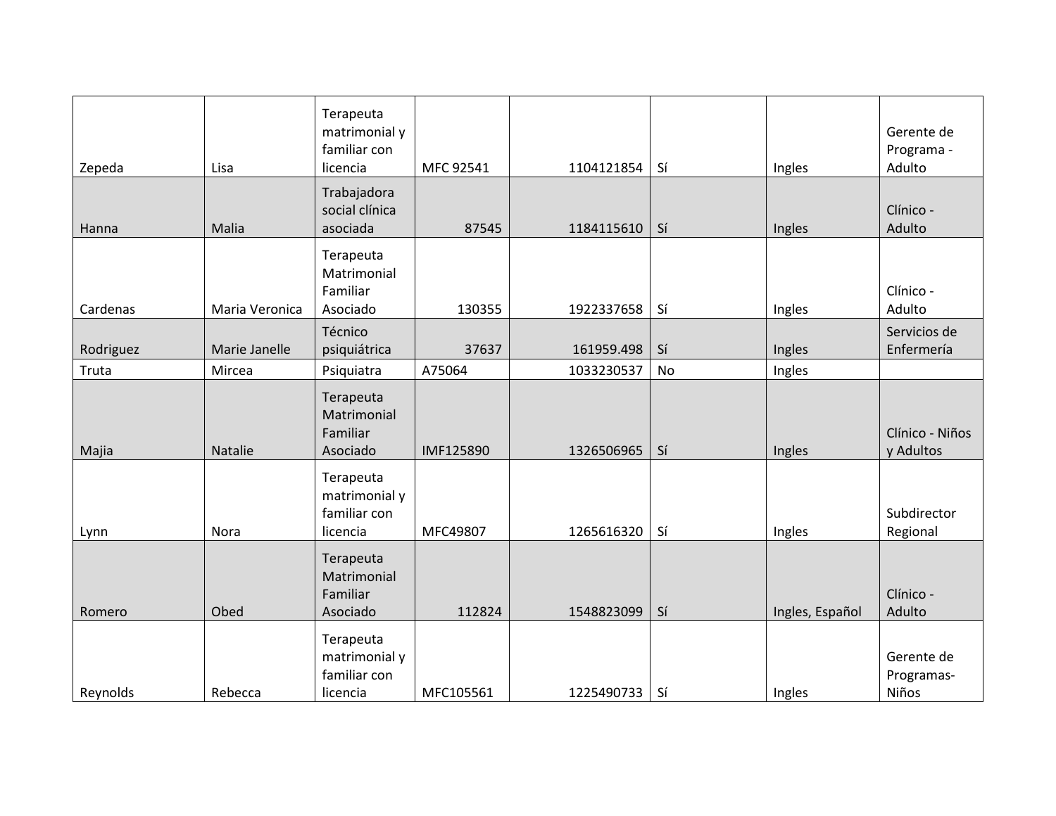| | | | | | | | |
|---|---|---|---|---|---|---|---|
| Zepeda | Lisa | Terapeuta matrimonial y familiar con licencia | MFC 92541 | 1104121854 | Sí | Ingles | Gerente de Programa - Adulto |
| Hanna | Malia | Trabajadora social clínica asociada | 87545 | 1184115610 | Sí | Ingles | Clínico - Adulto |
| Cardenas | Maria Veronica | Terapeuta Matrimonial Familiar Asociado | 130355 | 1922337658 | Sí | Ingles | Clínico - Adulto |
| Rodriguez | Marie Janelle | Técnico psiquiátrica | 37637 | 161959.498 | Sí | Ingles | Servicios de Enfermería |
| Truta | Mircea | Psiquiatra | A75064 | 1033230537 | No | Ingles | |
| Majia | Natalie | Terapeuta Matrimonial Familiar Asociado | IMF125890 | 1326506965 | Sí | Ingles | Clínico - Niños y Adultos |
| Lynn | Nora | Terapeuta matrimonial y familiar con licencia | MFC49807 | 1265616320 | Sí | Ingles | Subdirector Regional |
| Romero | Obed | Terapeuta Matrimonial Familiar Asociado | 112824 | 1548823099 | Sí | Ingles, Español | Clínico - Adulto |
| Reynolds | Rebecca | Terapeuta matrimonial y familiar con licencia | MFC105561 | 1225490733 | Sí | Ingles | Gerente de Programas- Niños |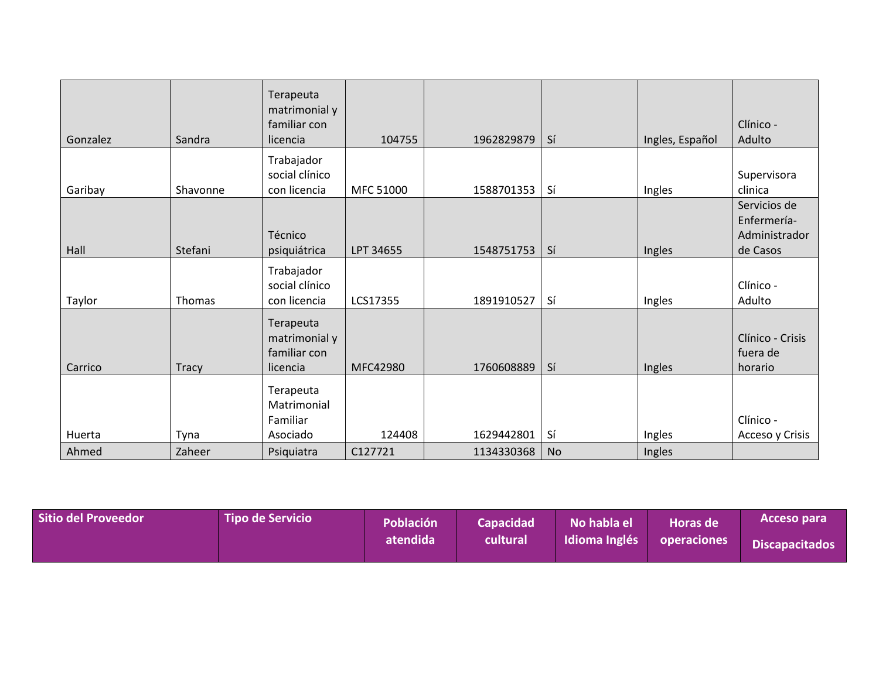| | | | | | | | |
|---|---|---|---|---|---|---|---|
| Gonzalez | Sandra | Terapeuta matrimonial y familiar con licencia | 104755 | 1962829879 | Sí | Ingles, Español | Clínico - Adulto |
| Garibay | Shavonne | Trabajador social clínico con licencia | MFC 51000 | 1588701353 | Sí | Ingles | Supervisora clinica |
| Hall | Stefani | Técnico psiquiátrica | LPT 34655 | 1548751753 | Sí | Ingles | Servicios de Enfermería-Administrador de Casos |
| Taylor | Thomas | Trabajador social clínico con licencia | LCS17355 | 1891910527 | Sí | Ingles | Clínico - Adulto |
| Carrico | Tracy | Terapeuta matrimonial y familiar con licencia | MFC42980 | 1760608889 | Sí | Ingles | Clínico - Crisis fuera de horario |
| Huerta | Tyna | Terapeuta Matrimonial Familiar Asociado | 124408 | 1629442801 | Sí | Ingles | Clínico - Acceso y Crisis |
| Ahmed | Zaheer | Psiquiatra | C127721 | 1134330368 | No | Ingles | |

| Sitio del Proveedor | Tipo de Servicio | Población atendida | Capacidad cultural | No habla el Idioma Inglés | Horas de operaciones | Acceso para Discapacitados |
|---|---|---|---|---|---|---|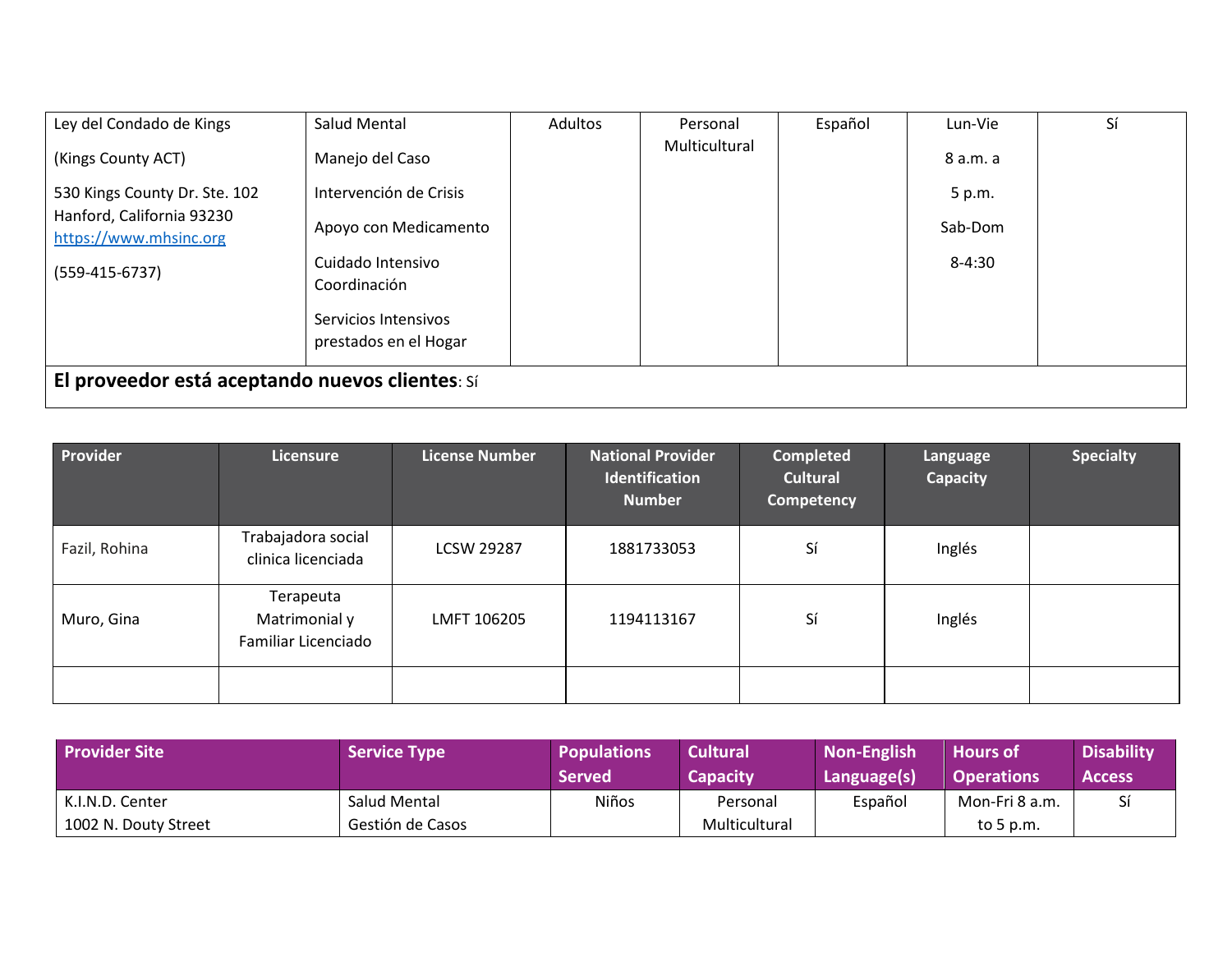| | | | | | | |
|---|---|---|---|---|---|---|
| Ley del Condado de Kings<br><br>(Kings County ACT)<br><br>530 Kings County Dr. Ste. 102 Hanford, California 93230 https://www.mhsinc.org<br><br>(559-415-6737) | Salud Mental<br><br>Manejo del Caso<br><br>Intervención de Crisis<br><br>Apoyo con Medicamento<br><br>Cuidado Intensivo Coordinación<br><br>Servicios Intensivos prestados en el Hogar | Adultos | Personal Multicultural | Español | Lun-Vie<br><br>8 a.m. a<br><br>5 p.m.<br><br>Sab-Dom<br><br>8-4:30 | Sí |
| **El proveedor está aceptando nuevos clientes**: Sí | | | | | | |

| Provider | Licensure | License Number | National Provider Identification Number | Completed Cultural Competency | Language Capacity | Specialty |
|---|---|---|---|---|---|---|
| Fazil, Rohina | Trabajadora social clinica licenciada | LCSW 29287 | 1881733053 | Sí | Inglés | |
| Muro, Gina | Terapeuta Matrimonial y Familiar Licenciado | LMFT 106205 | 1194113167 | Sí | Inglés | |
| | | | | | | |

| Provider Site | Service Type | Populations Served | Cultural Capacity | Non-English Language(s) | Hours of Operations | Disability Access |
|---|---|---|---|---|---|---|
| K.I.N.D. Center<br>1002 N. Douty Street | Salud Mental<br>Gestión de Casos | Niños | Personal Multicultural | Español | Mon-Fri 8 a.m. to 5 p.m. | Sí |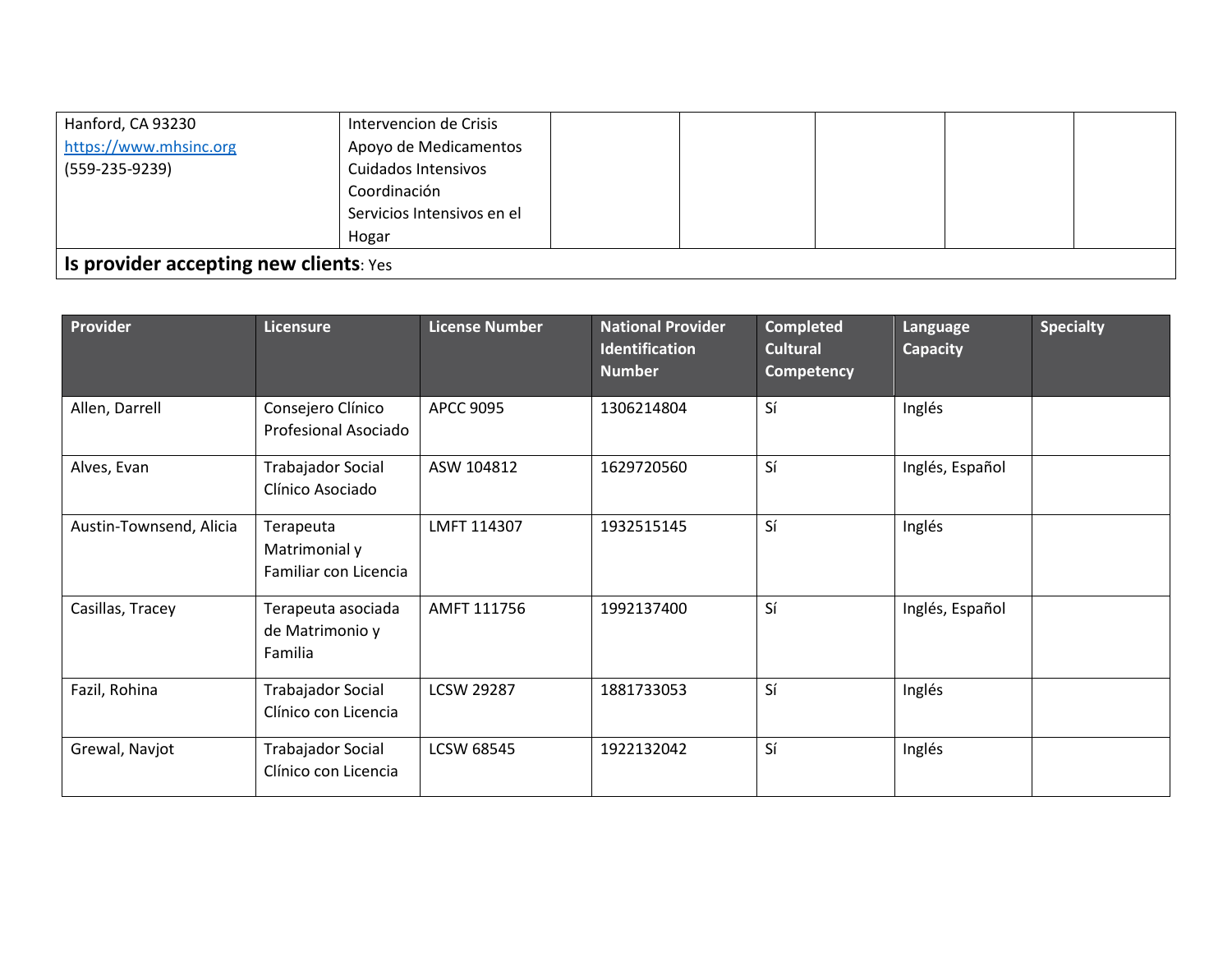| | | | | | | |
|---|---|---|---|---|---|---|
| Hanford, CA 93230<br>https://www.mhsinc.org<br>(559-235-9239) | Intervencion de Crisis<br>Apoyo de Medicamentos<br>Cuidados Intensivos<br>Coordinación<br>Servicios Intensivos en el Hogar | | | | | |

**Is provider accepting new clients**: Yes

| Provider | Licensure | License Number | National Provider Identification Number | Completed Cultural Competency | Language Capacity | Specialty |
|---|---|---|---|---|---|---|
| Allen, Darrell | Consejero Clínico Profesional Asociado | APCC 9095 | 1306214804 | Sí | Inglés | |
| Alves, Evan | Trabajador Social Clínico Asociado | ASW 104812 | 1629720560 | Sí | Inglés, Español | |
| Austin-Townsend, Alicia | Terapeuta Matrimonial y Familiar con Licencia | LMFT 114307 | 1932515145 | Sí | Inglés | |
| Casillas, Tracey | Terapeuta asociada de Matrimonio y Familia | AMFT 111756 | 1992137400 | Sí | Inglés, Español | |
| Fazil, Rohina | Trabajador Social Clínico con Licencia | LCSW 29287 | 1881733053 | Sí | Inglés | |
| Grewal, Navjot | Trabajador Social Clínico con Licencia | LCSW 68545 | 1922132042 | Sí | Inglés | |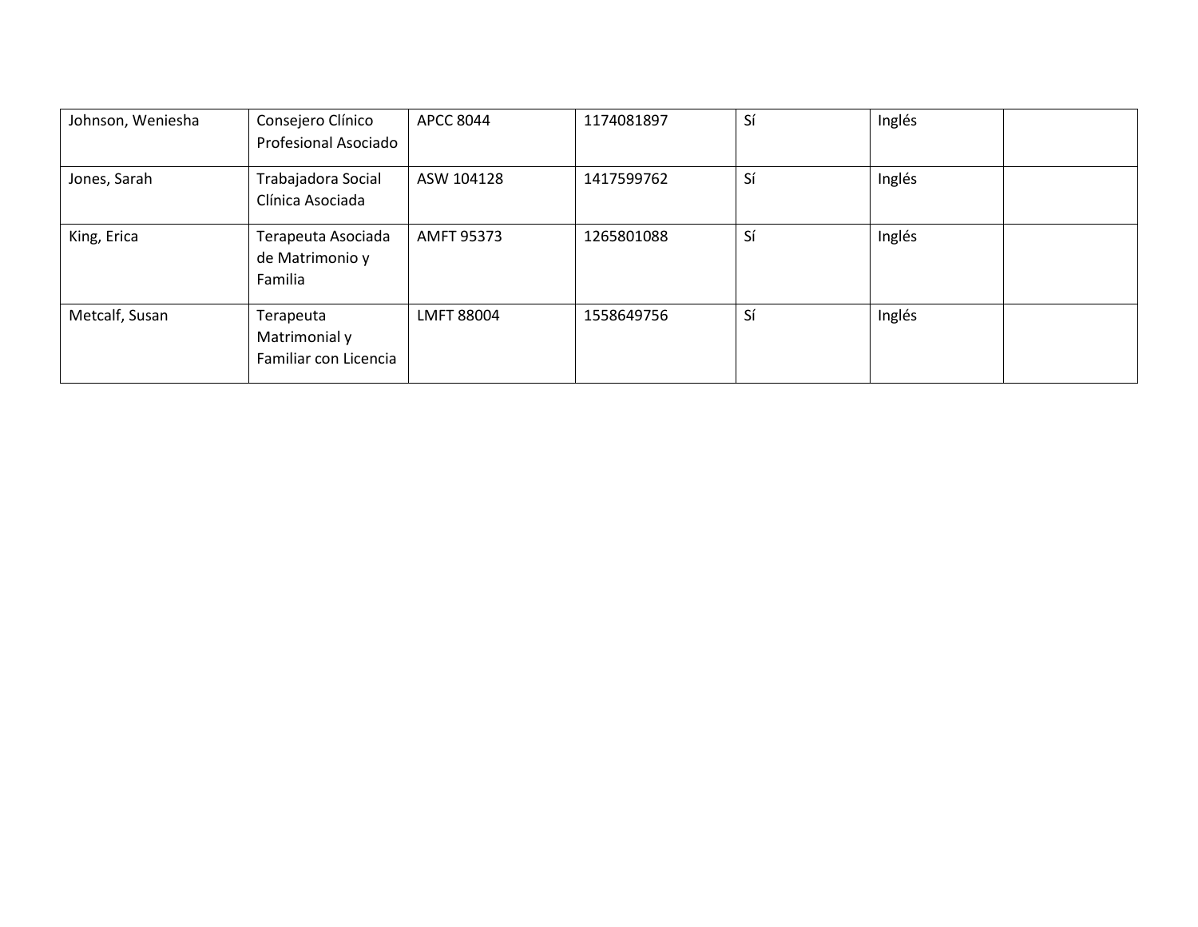| | | | | | | |
|---|---|---|---|---|---|---|
| Johnson, Weniesha | Consejero Clínico Profesional Asociado | APCC 8044 | 1174081897 | Sí | Inglés | |
| Jones, Sarah | Trabajadora Social Clínica Asociada | ASW 104128 | 1417599762 | Sí | Inglés | |
| King, Erica | Terapeuta Asociada de Matrimonio y Familia | AMFT 95373 | 1265801088 | Sí | Inglés | |
| Metcalf, Susan | Terapeuta Matrimonial y Familiar con Licencia | LMFT 88004 | 1558649756 | Sí | Inglés | |